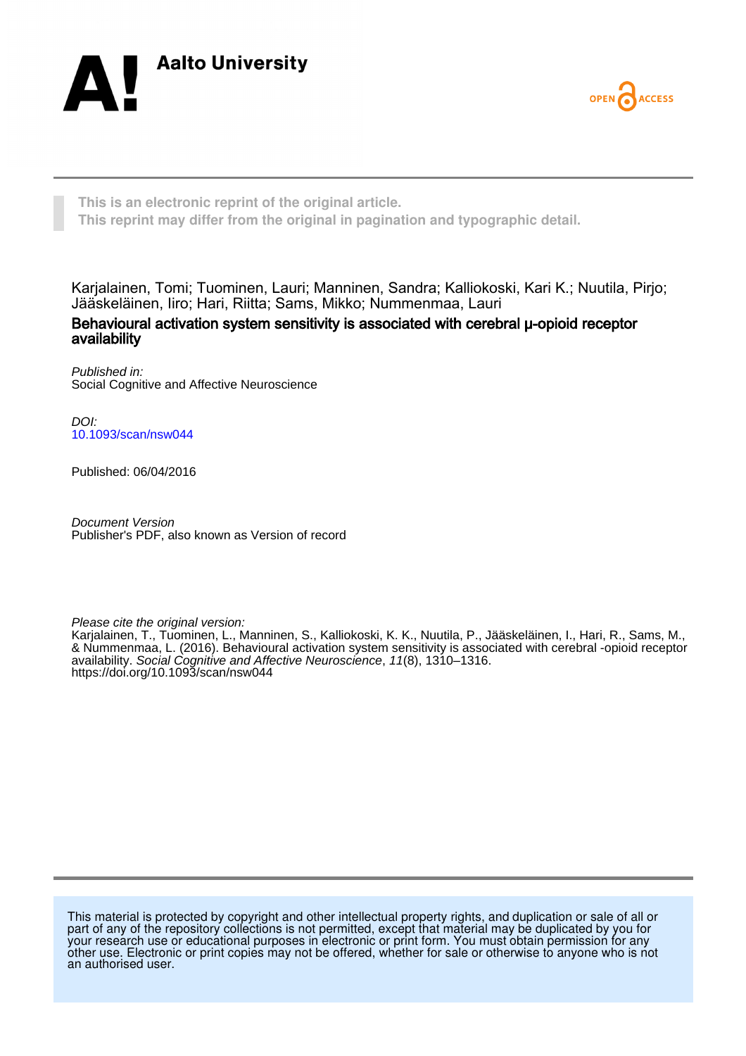Aalto University

OPEN ACCESS

This is an electronic reprint of the original article.
This reprint may differ from the original in pagination and typographic detail.

Karjalainen, Tomi; Tuominen, Lauri; Manninen, Sandra; Kalliokoski, Kari K.; Nuutila, Pirjo; Jääskeläinen, Iiro; Hari, Riitta; Sams, Mikko; Nummenmaa, Lauri

**Behavioural activation system sensitivity is associated with cerebral μ-opioid receptor availability**

*Published in:*
Social Cognitive and Affective Neuroscience

*DOI:*
10.1093/scan/nsw044

Published: 06/04/2016

*Document Version*
Publisher's PDF, also known as Version of record

*Please cite the original version:*
Karjalainen, T., Tuominen, L., Manninen, S., Kalliokoski, K. K., Nuutila, P., Jääskeläinen, I., Hari, R., Sams, M., & Nummenmaa, L. (2016). Behavioural activation system sensitivity is associated with cerebral -opioid receptor availability. *Social Cognitive and Affective Neuroscience*, *11*(8), 1310–1316. https://doi.org/10.1093/scan/nsw044

This material is protected by copyright and other intellectual property rights, and duplication or sale of all or part of any of the repository collections is not permitted, except that material may be duplicated by you for your research use or educational purposes in electronic or print form. You must obtain permission for any other use. Electronic or print copies may not be offered, whether for sale or otherwise to anyone who is not an authorised user.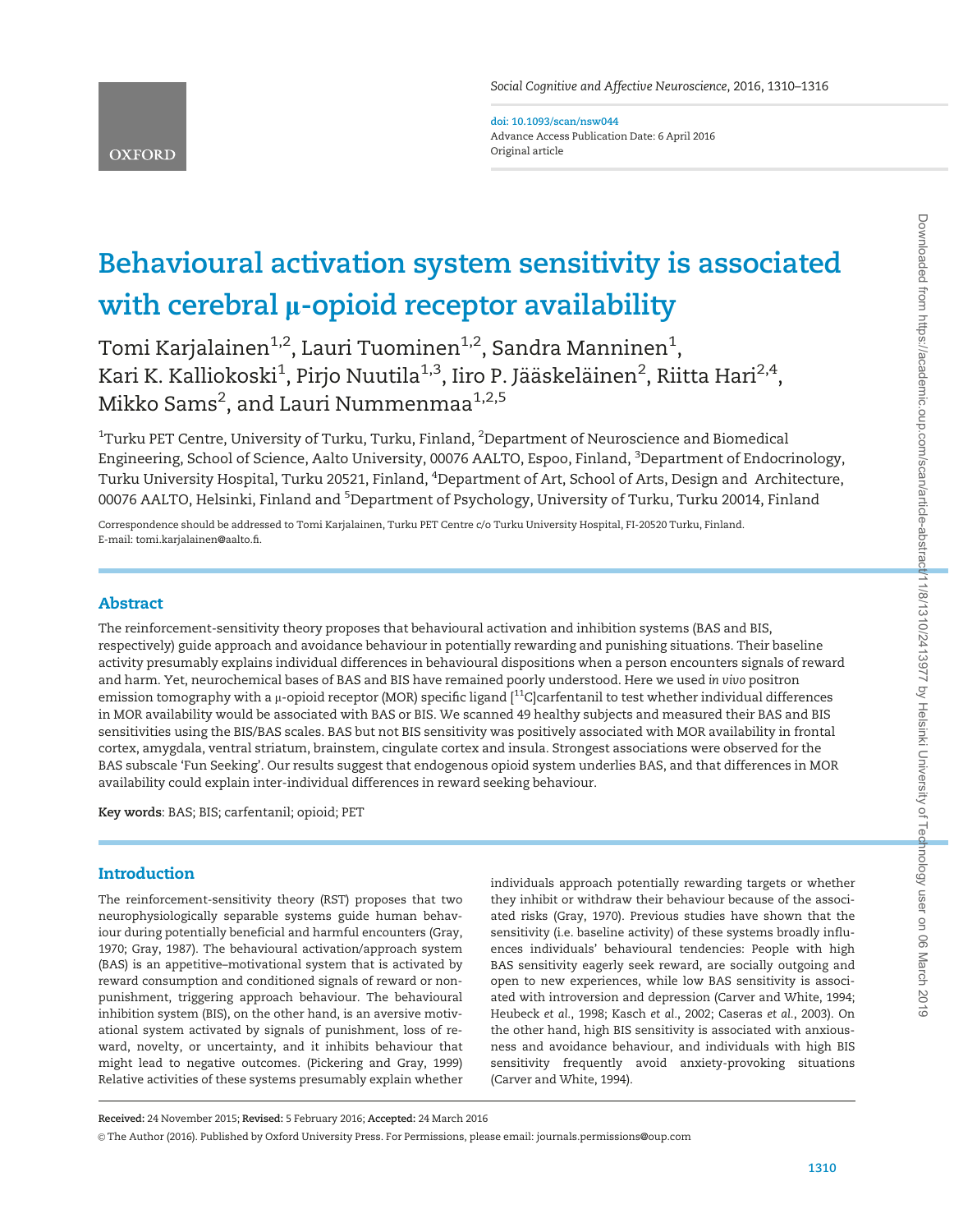# Behavioural activation system sensitivity is associated with cerebral μ-opioid receptor availability

Tomi Karjalainen[1,2], Lauri Tuominen[1,2], Sandra Manninen[1], Kari K. Kalliokoski[1], Pirjo Nuutila[1,3], Iiro P. Jääskeläinen[2], Riitta Hari[2,4], Mikko Sams[2], and Lauri Nummenmaa[1,2,5]

[1]Turku PET Centre, University of Turku, Turku, Finland, [2]Department of Neuroscience and Biomedical Engineering, School of Science, Aalto University, 00076 AALTO, Espoo, Finland, [3]Department of Endocrinology, Turku University Hospital, Turku 20521, Finland, [4]Department of Art, School of Arts, Design and Architecture, 00076 AALTO, Helsinki, Finland and [5]Department of Psychology, University of Turku, Turku 20014, Finland

Correspondence should be addressed to Tomi Karjalainen, Turku PET Centre c/o Turku University Hospital, FI-20520 Turku, Finland. E-mail: tomi.karjalainen@aalto.fi.

## Abstract

The reinforcement-sensitivity theory proposes that behavioural activation and inhibition systems (BAS and BIS, respectively) guide approach and avoidance behaviour in potentially rewarding and punishing situations. Their baseline activity presumably explains individual differences in behavioural dispositions when a person encounters signals of reward and harm. Yet, neurochemical bases of BAS and BIS have remained poorly understood. Here we used *in vivo* positron emission tomography with a μ-opioid receptor (MOR) specific ligand [$^{11}$C]carfentanil to test whether individual differences in MOR availability would be associated with BAS or BIS. We scanned 49 healthy subjects and measured their BAS and BIS sensitivities using the BIS/BAS scales. BAS but not BIS sensitivity was positively associated with MOR availability in frontal cortex, amygdala, ventral striatum, brainstem, cingulate cortex and insula. Strongest associations were observed for the BAS subscale 'Fun Seeking'. Our results suggest that endogenous opioid system underlies BAS, and that differences in MOR availability could explain inter-individual differences in reward seeking behaviour.

**Key words**: BAS; BIS; carfentanil; opioid; PET

## Introduction

The reinforcement-sensitivity theory (RST) proposes that two neurophysiologically separable systems guide human behaviour during potentially beneficial and harmful encounters (Gray, 1970; Gray, 1987). The behavioural activation/approach system (BAS) is an appetitive–motivational system that is activated by reward consumption and conditioned signals of reward or non-punishment, triggering approach behaviour. The behavioural inhibition system (BIS), on the other hand, is an aversive motivational system activated by signals of punishment, loss of reward, novelty, or uncertainty, and it inhibits behaviour that might lead to negative outcomes. (Pickering and Gray, 1999) Relative activities of these systems presumably explain whether individuals approach potentially rewarding targets or whether they inhibit or withdraw their behaviour because of the associated risks (Gray, 1970). Previous studies have shown that the sensitivity (i.e. baseline activity) of these systems broadly influences individuals' behavioural tendencies: People with high BAS sensitivity eagerly seek reward, are socially outgoing and open to new experiences, while low BAS sensitivity is associated with introversion and depression (Carver and White, 1994; Heubeck *et al.*, 1998; Kasch *et al.*, 2002; Caseras *et al.*, 2003). On the other hand, high BIS sensitivity is associated with anxiousness and avoidance behaviour, and individuals with high BIS sensitivity frequently avoid anxiety-provoking situations (Carver and White, 1994).

**Received:** 24 November 2015; **Revised:** 5 February 2016; **Accepted:** 24 March 2016

© The Author (2016). Published by Oxford University Press. For Permissions, please email: journals.permissions@oup.com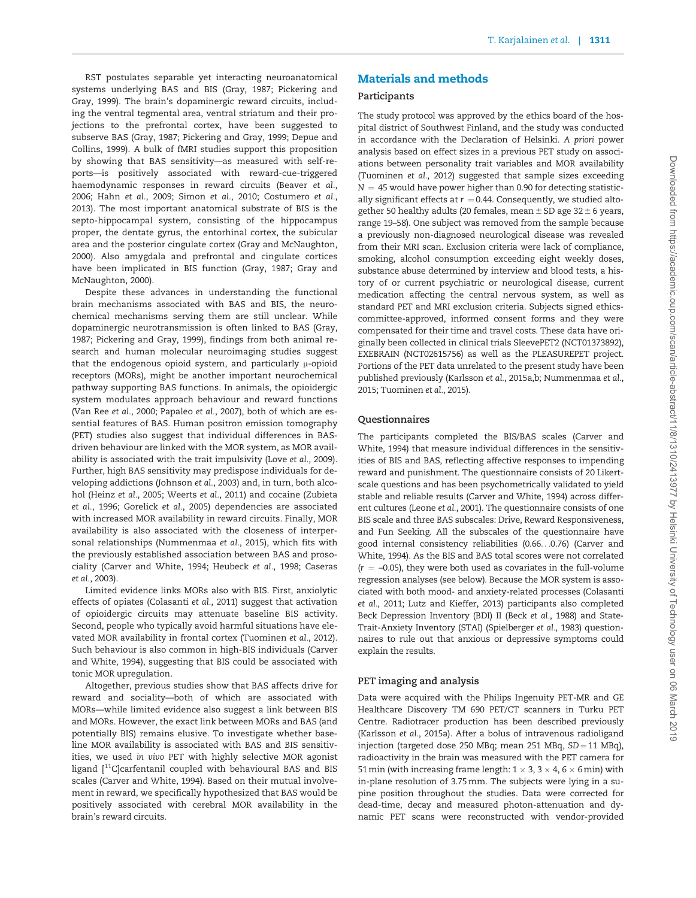RST postulates separable yet interacting neuroanatomical systems underlying BAS and BIS (Gray, 1987; Pickering and Gray, 1999). The brain's dopaminergic reward circuits, including the ventral tegmental area, ventral striatum and their projections to the prefrontal cortex, have been suggested to subserve BAS (Gray, 1987; Pickering and Gray, 1999; Depue and Collins, 1999). A bulk of fMRI studies support this proposition by showing that BAS sensitivity—as measured with self-reports—is positively associated with reward-cue-triggered haemodynamic responses in reward circuits (Beaver *et al.*, 2006; Hahn *et al.*, 2009; Simon *et al.*, 2010; Costumero *et al.*, 2013). The most important anatomical substrate of BIS is the septo-hippocampal system, consisting of the hippocampus proper, the dentate gyrus, the entorhinal cortex, the subicular area and the posterior cingulate cortex (Gray and McNaughton, 2000). Also amygdala and prefrontal and cingulate cortices have been implicated in BIS function (Gray, 1987; Gray and McNaughton, 2000).

Despite these advances in understanding the functional brain mechanisms associated with BAS and BIS, the neurochemical mechanisms serving them are still unclear. While dopaminergic neurotransmission is often linked to BAS (Gray, 1987; Pickering and Gray, 1999), findings from both animal research and human molecular neuroimaging studies suggest that the endogenous opioid system, and particularly μ-opioid receptors (MORs), might be another important neurochemical pathway supporting BAS functions. In animals, the opioidergic system modulates approach behaviour and reward functions (Van Ree *et al.*, 2000; Papaleo *et al.*, 2007), both of which are essential features of BAS. Human positron emission tomography (PET) studies also suggest that individual differences in BAS-driven behaviour are linked with the MOR system, as MOR availability is associated with the trait impulsivity (Love *et al.*, 2009). Further, high BAS sensitivity may predispose individuals for developing addictions (Johnson *et al.*, 2003) and, in turn, both alcohol (Heinz *et al.*, 2005; Weerts *et al.*, 2011) and cocaine (Zubieta *et al.*, 1996; Gorelick *et al.*, 2005) dependencies are associated with increased MOR availability in reward circuits. Finally, MOR availability is also associated with the closeness of interpersonal relationships (Nummenmaa *et al.*, 2015), which fits with the previously established association between BAS and prosociality (Carver and White, 1994; Heubeck *et al.*, 1998; Caseras *et al.*, 2003).

Limited evidence links MORs also with BIS. First, anxiolytic effects of opiates (Colasanti *et al.*, 2011) suggest that activation of opioidergic circuits may attenuate baseline BIS activity. Second, people who typically avoid harmful situations have elevated MOR availability in frontal cortex (Tuominen *et al.*, 2012). Such behaviour is also common in high-BIS individuals (Carver and White, 1994), suggesting that BIS could be associated with tonic MOR upregulation.

Altogether, previous studies show that BAS affects drive for reward and sociality—both of which are associated with MORs—while limited evidence also suggest a link between BIS and MORs. However, the exact link between MORs and BAS (and potentially BIS) remains elusive. To investigate whether baseline MOR availability is associated with BAS and BIS sensitivities, we used *in vivo* PET with highly selective MOR agonist ligand [$^{11}$C]carfentanil coupled with behavioural BAS and BIS scales (Carver and White, 1994). Based on their mutual involvement in reward, we specifically hypothesized that BAS would be positively associated with cerebral MOR availability in the brain's reward circuits.

## Materials and methods

### Participants

The study protocol was approved by the ethics board of the hospital district of Southwest Finland, and the study was conducted in accordance with the Declaration of Helsinki. *A priori* power analysis based on effect sizes in a previous PET study on associations between personality trait variables and MOR availability (Tuominen *et al.*, 2012) suggested that sample sizes exceeding $N = 45$ would have power higher than 0.90 for detecting statistically significant effects at $r = 0.44$. Consequently, we studied altogether 50 healthy adults (20 females, mean ± SD age 32 ± 6 years, range 19–58). One subject was removed from the sample because a previously non-diagnosed neurological disease was revealed from their MRI scan. Exclusion criteria were lack of compliance, smoking, alcohol consumption exceeding eight weekly doses, substance abuse determined by interview and blood tests, a history of or current psychiatric or neurological disease, current medication affecting the central nervous system, as well as standard PET and MRI exclusion criteria. Subjects signed ethics-committee-approved, informed consent forms and they were compensated for their time and travel costs. These data have originally been collected in clinical trials SleevePET2 (NCT01373892), EXEBRAIN (NCT02615756) as well as the PLEASUREPET project. Portions of the PET data unrelated to the present study have been published previously (Karlsson *et al.*, 2015a,b; Nummenmaa *et al.*, 2015; Tuominen *et al.*, 2015).

### Questionnaires

The participants completed the BIS/BAS scales (Carver and White, 1994) that measure individual differences in the sensitivities of BIS and BAS, reflecting affective responses to impending reward and punishment. The questionnaire consists of 20 Likert-scale questions and has been psychometrically validated to yield stable and reliable results (Carver and White, 1994) across different cultures (Leone *et al.*, 2001). The questionnaire consists of one BIS scale and three BAS subscales: Drive, Reward Responsiveness, and Fun Seeking. All the subscales of the questionnaire have good internal consistency reliabilities (0.66…0.76) (Carver and White, 1994). As the BIS and BAS total scores were not correlated ($r = -0.05$), they were both used as covariates in the full-volume regression analyses (see below). Because the MOR system is associated with both mood- and anxiety-related processes (Colasanti *et al.*, 2011; Lutz and Kieffer, 2013) participants also completed Beck Depression Inventory (BDI) II (Beck *et al.*, 1988) and State-Trait-Anxiety Inventory (STAI) (Spielberger *et al.*, 1983) questionnaires to rule out that anxious or depressive symptoms could explain the results.

### PET imaging and analysis

Data were acquired with the Philips Ingenuity PET-MR and GE Healthcare Discovery TM 690 PET/CT scanners in Turku PET Centre. Radiotracer production has been described previously (Karlsson *et al.*, 2015a). After a bolus of intravenous radioligand injection (targeted dose 250 MBq; mean 251 MBq, SD = 11 MBq), radioactivity in the brain was measured with the PET camera for 51 min (with increasing frame length: 1 × 3, 3 × 4, 6 × 6 min) with in-plane resolution of 3.75 mm. The subjects were lying in a supine position throughout the studies. Data were corrected for dead-time, decay and measured photon-attenuation and dynamic PET scans were reconstructed with vendor-provided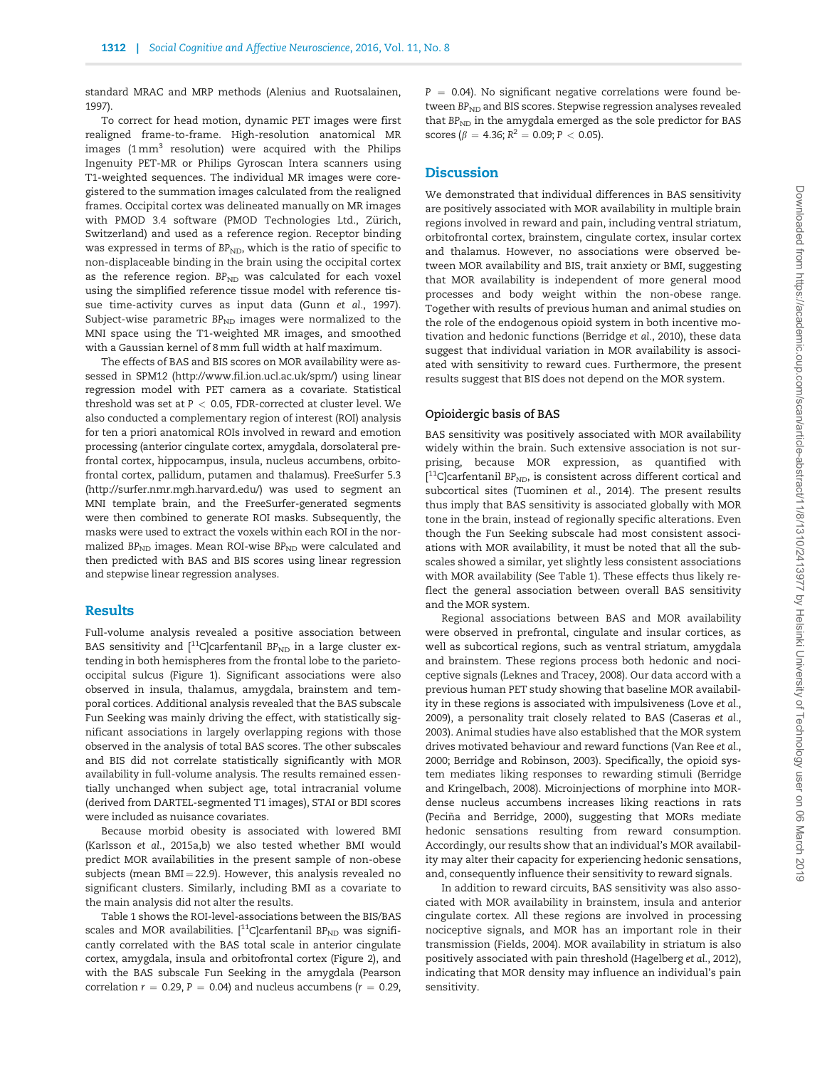standard MRAC and MRP methods (Alenius and Ruotsalainen, 1997).

To correct for head motion, dynamic PET images were first realigned frame-to-frame. High-resolution anatomical MR images (1 $mm^3$ resolution) were acquired with the Philips Ingenuity PET-MR or Philips Gyroscan Intera scanners using T1-weighted sequences. The individual MR images were coregistered to the summation images calculated from the realigned frames. Occipital cortex was delineated manually on MR images with PMOD 3.4 software (PMOD Technologies Ltd., Zürich, Switzerland) and used as a reference region. Receptor binding was expressed in terms of $BP_{ND}$, which is the ratio of specific to non-displaceable binding in the brain using the occipital cortex as the reference region. $BP_{ND}$ was calculated for each voxel using the simplified reference tissue model with reference tissue time-activity curves as input data (Gunn *et al.*, 1997). Subject-wise parametric $BP_{ND}$ images were normalized to the MNI space using the T1-weighted MR images, and smoothed with a Gaussian kernel of 8 mm full width at half maximum.

The effects of BAS and BIS scores on MOR availability were assessed in SPM12 (http://www.fil.ion.ucl.ac.uk/spm/) using linear regression model with PET camera as a covariate. Statistical threshold was set at $P < 0.05$, FDR-corrected at cluster level. We also conducted a complementary region of interest (ROI) analysis for ten a priori anatomical ROIs involved in reward and emotion processing (anterior cingulate cortex, amygdala, dorsolateral prefrontal cortex, hippocampus, insula, nucleus accumbens, orbitofrontal cortex, pallidum, putamen and thalamus). FreeSurfer 5.3 (http://surfer.nmr.mgh.harvard.edu/) was used to segment an MNI template brain, and the FreeSurfer-generated segments were then combined to generate ROI masks. Subsequently, the masks were used to extract the voxels within each ROI in the normalized $BP_{ND}$ images. Mean ROI-wise $BP_{ND}$ were calculated and then predicted with BAS and BIS scores using linear regression and stepwise linear regression analyses.

## Results

Full-volume analysis revealed a positive association between BAS sensitivity and [$^{11}$C]carfentanil $BP_{ND}$ in a large cluster extending in both hemispheres from the frontal lobe to the parieto-occipital sulcus (Figure 1). Significant associations were also observed in insula, thalamus, amygdala, brainstem and temporal cortices. Additional analysis revealed that the BAS subscale Fun Seeking was mainly driving the effect, with statistically significant associations in largely overlapping regions with those observed in the analysis of total BAS scores. The other subscales and BIS did not correlate statistically significantly with MOR availability in full-volume analysis. The results remained essentially unchanged when subject age, total intracranial volume (derived from DARTEL-segmented T1 images), STAI or BDI scores were included as nuisance covariates.

Because morbid obesity is associated with lowered BMI (Karlsson *et al.*, 2015a,b) we also tested whether BMI would predict MOR availabilities in the present sample of non-obese subjects (mean BMI = 22.9). However, this analysis revealed no significant clusters. Similarly, including BMI as a covariate to the main analysis did not alter the results.

Table 1 shows the ROI-level-associations between the BIS/BAS scales and MOR availabilities. [$^{11}$C]carfentanil $BP_{ND}$ was significantly correlated with the BAS total scale in anterior cingulate cortex, amygdala, insula and orbitofrontal cortex (Figure 2), and with the BAS subscale Fun Seeking in the amygdala (Pearson correlation $r = 0.29$, $P = 0.04$) and nucleus accumbens ($r = 0.29$, $P = 0.04$). No significant negative correlations were found between $BP_{ND}$ and BIS scores. Stepwise regression analyses revealed that $BP_{ND}$ in the amygdala emerged as the sole predictor for BAS scores ($\beta = 4.36$; $R^2 = 0.09$; $P < 0.05$).

## Discussion

We demonstrated that individual differences in BAS sensitivity are positively associated with MOR availability in multiple brain regions involved in reward and pain, including ventral striatum, orbitofrontal cortex, brainstem, cingulate cortex, insular cortex and thalamus. However, no associations were observed between MOR availability and BIS, trait anxiety or BMI, suggesting that MOR availability is independent of more general mood processes and body weight within the non-obese range. Together with results of previous human and animal studies on the role of the endogenous opioid system in both incentive motivation and hedonic functions (Berridge *et al.*, 2010), these data suggest that individual variation in MOR availability is associated with sensitivity to reward cues. Furthermore, the present results suggest that BIS does not depend on the MOR system.

### Opioidergic basis of BAS

BAS sensitivity was positively associated with MOR availability widely within the brain. Such extensive association is not surprising, because MOR expression, as quantified with [$^{11}$C]carfentanil $BP_{ND}$, is consistent across different cortical and subcortical sites (Tuominen *et al.*, 2014). The present results thus imply that BAS sensitivity is associated globally with MOR tone in the brain, instead of regionally specific alterations. Even though the Fun Seeking subscale had most consistent associations with MOR availability, it must be noted that all the subscales showed a similar, yet slightly less consistent associations with MOR availability (See Table 1). These effects thus likely reflect the general association between overall BAS sensitivity and the MOR system.

Regional associations between BAS and MOR availability were observed in prefrontal, cingulate and insular cortices, as well as subcortical regions, such as ventral striatum, amygdala and brainstem. These regions process both hedonic and nociceptive signals (Leknes and Tracey, 2008). Our data accord with a previous human PET study showing that baseline MOR availability in these regions is associated with impulsiveness (Love *et al.*, 2009), a personality trait closely related to BAS (Caseras *et al.*, 2003). Animal studies have also established that the MOR system drives motivated behaviour and reward functions (Van Ree *et al.*, 2000; Berridge and Robinson, 2003). Specifically, the opioid system mediates liking responses to rewarding stimuli (Berridge and Kringelbach, 2008). Microinjections of morphine into MOR-dense nucleus accumbens increases liking reactions in rats (Peciña and Berridge, 2000), suggesting that MORs mediate hedonic sensations resulting from reward consumption. Accordingly, our results show that an individual's MOR availability may alter their capacity for experiencing hedonic sensations, and, consequently influence their sensitivity to reward signals.

In addition to reward circuits, BAS sensitivity was also associated with MOR availability in brainstem, insula and anterior cingulate cortex. All these regions are involved in processing nociceptive signals, and MOR has an important role in their transmission (Fields, 2004). MOR availability in striatum is also positively associated with pain threshold (Hagelberg *et al.*, 2012), indicating that MOR density may influence an individual's pain sensitivity.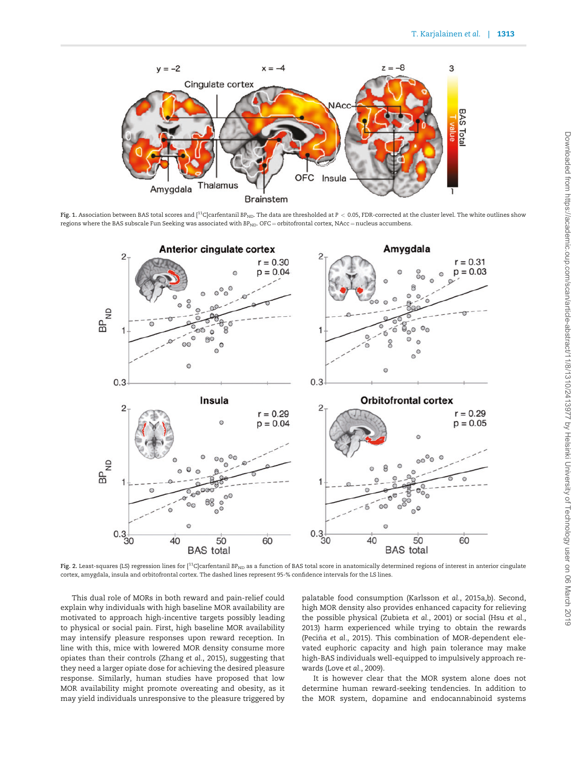Fig. 1. Association between BAS total scores and [$^{11}$C]carfentanil $BP_{ND}$. The data are thresholded at $P < 0.05$, FDR-corrected at the cluster level. The white outlines show regions where the BAS subscale Fun Seeking was associated with $BP_{ND}$. OFC = orbitofrontal cortex, NAcc = nucleus accumbens.

Fig. 2. Least-squares (LS) regression lines for [$^{11}$C]carfentanil $BP_{ND}$ as a function of BAS total score in anatomically determined regions of interest in anterior cingulate cortex, amygdala, insula and orbitofrontal cortex. The dashed lines represent 95-% confidence intervals for the LS lines.

This dual role of MORs in both reward and pain-relief could explain why individuals with high baseline MOR availability are motivated to approach high-incentive targets possibly leading to physical or social pain. First, high baseline MOR availability may intensify pleasure responses upon reward reception. In line with this, mice with lowered MOR density consume more opiates than their controls (Zhang *et al.*, 2015), suggesting that they need a larger opiate dose for achieving the desired pleasure response. Similarly, human studies have proposed that low MOR availability might promote overeating and obesity, as it may yield individuals unresponsive to the pleasure triggered by palatable food consumption (Karlsson *et al.*, 2015a,b). Second, high MOR density also provides enhanced capacity for relieving the possible physical (Zubieta *et al.*, 2001) or social (Hsu *et al.*, 2013) harm experienced while trying to obtain the rewards (Peciña *et al.*, 2015). This combination of MOR-dependent elevated euphoric capacity and high pain tolerance may make high-BAS individuals well-equipped to impulsively approach rewards (Love *et al.*, 2009).

It is however clear that the MOR system alone does not determine human reward-seeking tendencies. In addition to the MOR system, dopamine and endocannabinoid systems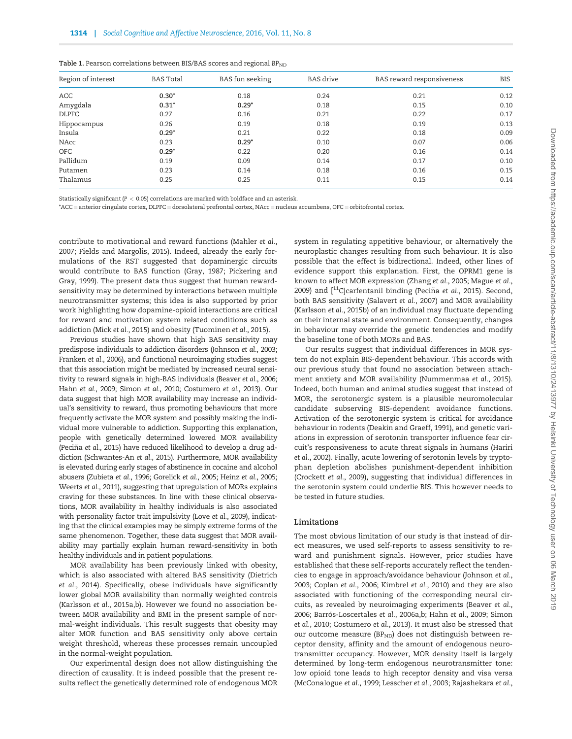**Table 1.** Pearson correlations between BIS/BAS scores and regional $BP_{ND}$

| Region of interest | BAS Total | BAS fun seeking | BAS drive | BAS reward responsiveness | BIS |
|---|---|---|---|---|---|
| ACC | **0.30*** | 0.18 | 0.24 | 0.21 | 0.12 |
| Amygdala | **0.31*** | **0.29*** | 0.18 | 0.15 | 0.10 |
| DLPFC | 0.27 | 0.16 | 0.21 | 0.22 | 0.17 |
| Hippocampus | 0.26 | 0.19 | 0.18 | 0.19 | 0.13 |
| Insula | **0.29*** | 0.21 | 0.22 | 0.18 | 0.09 |
| NAcc | 0.23 | **0.29*** | 0.10 | 0.07 | 0.06 |
| OFC | **0.29*** | 0.22 | 0.20 | 0.16 | 0.14 |
| Pallidum | 0.19 | 0.09 | 0.14 | 0.17 | 0.10 |
| Putamen | 0.23 | 0.14 | 0.18 | 0.16 | 0.15 |
| Thalamus | 0.25 | 0.25 | 0.11 | 0.15 | 0.14 |

Statistically significant ($P < 0.05$) correlations are marked with boldface and an asterisk.

*ACC = anterior cingulate cortex, DLPFC = dorsolateral prefrontal cortex, NAcc = nucleus accumbens, OFC = orbitofrontal cortex.

contribute to motivational and reward functions (Mahler *et al.*, 2007; Fields and Margolis, 2015). Indeed, already the early formulations of the RST suggested that dopaminergic circuits would contribute to BAS function (Gray, 1987; Pickering and Gray, 1999). The present data thus suggest that human reward-sensitivity may be determined by interactions between multiple neurotransmitter systems; this idea is also supported by prior work highlighting how dopamine-opioid interactions are critical for reward and motivation system related conditions such as addiction (Mick *et al.*, 2015) and obesity (Tuominen *et al.*, 2015).

Previous studies have shown that high BAS sensitivity may predispose individuals to addiction disorders (Johnson *et al.*, 2003; Franken *et al.*, 2006), and functional neuroimaging studies suggest that this association might be mediated by increased neural sensitivity to reward signals in high-BAS individuals (Beaver *et al.*, 2006; Hahn *et al.*, 2009; Simon *et al.*, 2010; Costumero *et al.*, 2013). Our data suggest that high MOR availability may increase an individual's sensitivity to reward, thus promoting behaviours that more frequently activate the MOR system and possibly making the individual more vulnerable to addiction. Supporting this explanation, people with genetically determined lowered MOR availability (Peciña *et al.*, 2015) have reduced likelihood to develop a drug addiction (Schwantes-An *et al.*, 2015). Furthermore, MOR availability is elevated during early stages of abstinence in cocaine and alcohol abusers (Zubieta *et al.*, 1996; Gorelick *et al.*, 2005; Heinz *et al.*, 2005; Weerts *et al.*, 2011), suggesting that upregulation of MORs explains craving for these substances. In line with these clinical observations, MOR availability in healthy individuals is also associated with personality factor trait impulsivity (Love *et al.*, 2009), indicating that the clinical examples may be simply extreme forms of the same phenomenon. Together, these data suggest that MOR availability may partially explain human reward-sensitivity in both healthy individuals and in patient populations.

MOR availability has been previously linked with obesity, which is also associated with altered BAS sensitivity (Dietrich *et al.*, 2014). Specifically, obese individuals have significantly lower global MOR availability than normally weighted controls (Karlsson *et al.*, 2015a,b). However we found no association between MOR availability and BMI in the present sample of normal-weight individuals. This result suggests that obesity may alter MOR function and BAS sensitivity only above certain weight threshold, whereas these processes remain uncoupled in the normal-weight population.

Our experimental design does not allow distinguishing the direction of causality. It is indeed possible that the present results reflect the genetically determined role of endogenous MOR system in regulating appetitive behaviour, or alternatively the neuroplastic changes resulting from such behaviour. It is also possible that the effect is bidirectional. Indeed, other lines of evidence support this explanation. First, the OPRM1 gene is known to affect MOR expression (Zhang *et al.*, 2005; Mague *et al.*, 2009) and [[11]C]carfentanil binding (Peciña *et al.*, 2015). Second, both BAS sensitivity (Salavert *et al.*, 2007) and MOR availability (Karlsson *et al.*, 2015b) of an individual may fluctuate depending on their internal state and environment. Consequently, changes in behaviour may override the genetic tendencies and modify the baseline tone of both MORs and BAS.

Our results suggest that individual differences in MOR system do not explain BIS-dependent behaviour. This accords with our previous study that found no association between attachment anxiety and MOR availability (Nummenmaa *et al.*, 2015). Indeed, both human and animal studies suggest that instead of MOR, the serotonergic system is a plausible neuromolecular candidate subserving BIS-dependent avoidance functions. Activation of the serotonergic system is critical for avoidance behaviour in rodents (Deakin and Graeff, 1991), and genetic variations in expression of serotonin transporter influence fear circuit's responsiveness to acute threat signals in humans (Hariri *et al.*, 2002). Finally, acute lowering of serotonin levels by tryptophan depletion abolishes punishment-dependent inhibition (Crockett *et al.*, 2009), suggesting that individual differences in the serotonin system could underlie BIS. This however needs to be tested in future studies.

## Limitations

The most obvious limitation of our study is that instead of direct measures, we used self-reports to assess sensitivity to reward and punishment signals. However, prior studies have established that these self-reports accurately reflect the tendencies to engage in approach/avoidance behaviour (Johnson *et al.*, 2003; Coplan *et al.*, 2006; Kimbrel *et al.*, 2010) and they are also associated with functioning of the corresponding neural circuits, as revealed by neuroimaging experiments (Beaver *et al.*, 2006; Barrós-Loscertales *et al.*, 2006a,b; Hahn *et al.*, 2009; Simon *et al.*, 2010; Costumero *et al.*, 2013). It must also be stressed that our outcome measure ($BP_{ND}$) does not distinguish between receptor density, affinity and the amount of endogenous neurotransmitter occupancy. However, MOR density itself is largely determined by long-term endogenous neurotransmitter tone: low opioid tone leads to high receptor density and visa versa (McConalogue *et al.*, 1999; Lesscher *et al.*, 2003; Rajashekara *et al.*,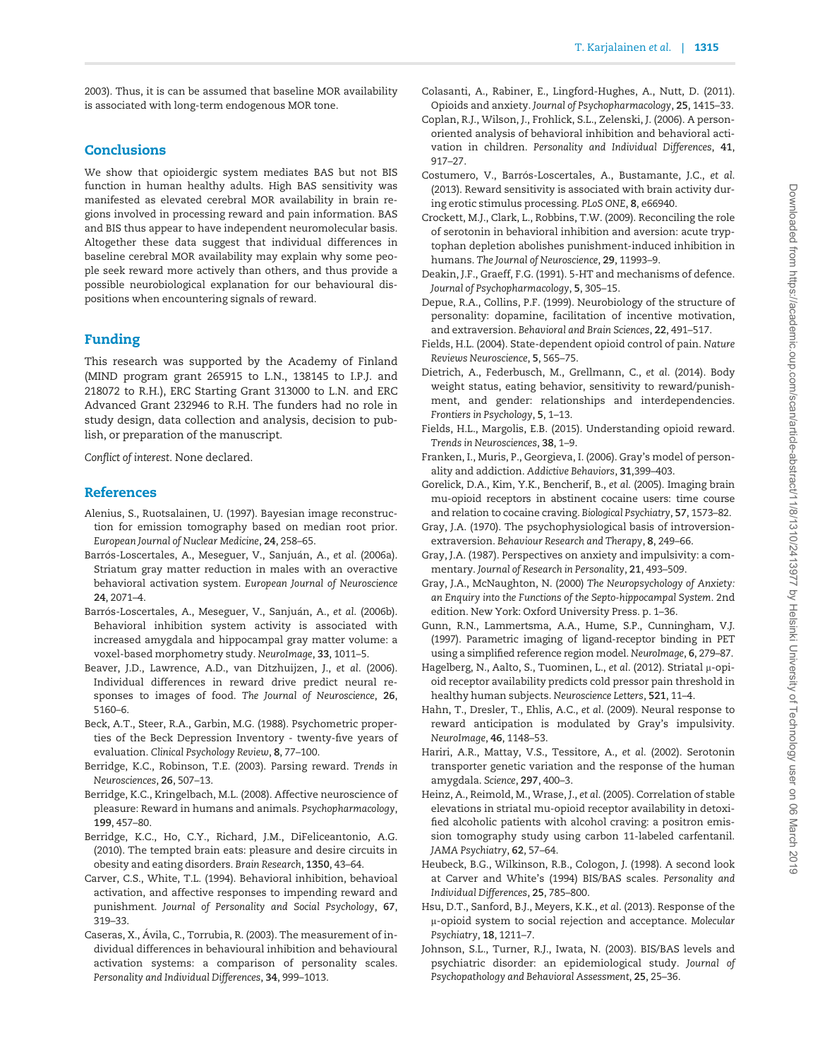2003). Thus, it is can be assumed that baseline MOR availability is associated with long-term endogenous MOR tone.

## Conclusions

We show that opioidergic system mediates BAS but not BIS function in human healthy adults. High BAS sensitivity was manifested as elevated cerebral MOR availability in brain regions involved in processing reward and pain information. BAS and BIS thus appear to have independent neuromolecular basis. Altogether these data suggest that individual differences in baseline cerebral MOR availability may explain why some people seek reward more actively than others, and thus provide a possible neurobiological explanation for our behavioural dispositions when encountering signals of reward.

## Funding

This research was supported by the Academy of Finland (MIND program grant 265915 to L.N., 138145 to I.P.J. and 218072 to R.H.), ERC Starting Grant 313000 to L.N. and ERC Advanced Grant 232946 to R.H. The funders had no role in study design, data collection and analysis, decision to publish, or preparation of the manuscript.

*Conflict of interest*. None declared.

## References

Alenius, S., Ruotsalainen, U. (1997). Bayesian image reconstruction for emission tomography based on median root prior. *European Journal of Nuclear Medicine*, **24**, 258–65.

Barrós-Loscertales, A., Meseguer, V., Sanjuán, A., *et al*. (2006a). Striatum gray matter reduction in males with an overactive behavioral activation system. *European Journal of Neuroscience* **24**, 2071–4.

Barrós-Loscertales, A., Meseguer, V., Sanjuán, A., *et al*. (2006b). Behavioral inhibition system activity is associated with increased amygdala and hippocampal gray matter volume: a voxel-based morphometry study. *NeuroImage*, **33**, 1011–5.

Beaver, J.D., Lawrence, A.D., van Ditzhuijzen, J., *et al*. (2006). Individual differences in reward drive predict neural responses to images of food. *The Journal of Neuroscience*, **26**, 5160–6.

Beck, A.T., Steer, R.A., Garbin, M.G. (1988). Psychometric properties of the Beck Depression Inventory - twenty-five years of evaluation. *Clinical Psychology Review*, **8**, 77–100.

Berridge, K.C., Robinson, T.E. (2003). Parsing reward. *Trends in Neurosciences*, **26**, 507–13.

Berridge, K.C., Kringelbach, M.L. (2008). Affective neuroscience of pleasure: Reward in humans and animals. *Psychopharmacology*, **199**, 457–80.

Berridge, K.C., Ho, C.Y., Richard, J.M., DiFeliceantonio, A.G. (2010). The tempted brain eats: pleasure and desire circuits in obesity and eating disorders. *Brain Research*, **1350**, 43–64.

Carver, C.S., White, T.L. (1994). Behavioral inhibition, behavioal activation, and affective responses to impending reward and punishment. *Journal of Personality and Social Psychology*, **67**, 319–33.

Caseras, X., Ávila, C., Torrubia, R. (2003). The measurement of individual differences in behavioural inhibition and behavioural activation systems: a comparison of personality scales. *Personality and Individual Differences*, **34**, 999–1013.

Colasanti, A., Rabiner, E., Lingford-Hughes, A., Nutt, D. (2011). Opioids and anxiety. *Journal of Psychopharmacology*, **25**, 1415–33.

Coplan, R.J., Wilson, J., Frohlick, S.L., Zelenski, J. (2006). A person-oriented analysis of behavioral inhibition and behavioral activation in children. *Personality and Individual Differences*, **41**, 917–27.

Costumero, V., Barrós-Loscertales, A., Bustamante, J.C., *et al*. (2013). Reward sensitivity is associated with brain activity during erotic stimulus processing. *PLoS ONE*, **8**, e66940.

Crockett, M.J., Clark, L., Robbins, T.W. (2009). Reconciling the role of serotonin in behavioral inhibition and aversion: acute tryptophan depletion abolishes punishment-induced inhibition in humans. *The Journal of Neuroscience*, **29**, 11993–9.

Deakin, J.F., Graeff, F.G. (1991). 5-HT and mechanisms of defence. *Journal of Psychopharmacology*, **5**, 305–15.

Depue, R.A., Collins, P.F. (1999). Neurobiology of the structure of personality: dopamine, facilitation of incentive motivation, and extraversion. *Behavioral and Brain Sciences*, **22**, 491–517.

Fields, H.L. (2004). State-dependent opioid control of pain. *Nature Reviews Neuroscience*, **5**, 565–75.

Dietrich, A., Federbusch, M., Grellmann, C., *et al*. (2014). Body weight status, eating behavior, sensitivity to reward/punishment, and gender: relationships and interdependencies. *Frontiers in Psychology*, **5**, 1–13.

Fields, H.L., Margolis, E.B. (2015). Understanding opioid reward. *Trends in Neurosciences*, **38**, 1–9.

Franken, I., Muris, P., Georgieva, I. (2006). Gray's model of personality and addiction. *Addictive Behaviors*, **31**,399–403.

Gorelick, D.A., Kim, Y.K., Bencherif, B., *et al*. (2005). Imaging brain mu-opioid receptors in abstinent cocaine users: time course and relation to cocaine craving. *Biological Psychiatry*, **57**, 1573–82.

Gray, J.A. (1970). The psychophysiological basis of introversion-extraversion. *Behaviour Research and Therapy*, **8**, 249–66.

Gray, J.A. (1987). Perspectives on anxiety and impulsivity: a commentary. *Journal of Research in Personality*, **21**, 493–509.

Gray, J.A., McNaughton, N. (2000) *The Neuropsychology of Anxiety: an Enquiry into the Functions of the Septo-hippocampal System*. 2nd edition. New York: Oxford University Press. p. 1–36.

Gunn, R.N., Lammertsma, A.A., Hume, S.P., Cunningham, V.J. (1997). Parametric imaging of ligand-receptor binding in PET using a simplified reference region model. *NeuroImage*, **6**, 279–87.

Hagelberg, N., Aalto, S., Tuominen, L., *et al*. (2012). Striatal μ-opioid receptor availability predicts cold pressor pain threshold in healthy human subjects. *Neuroscience Letters*, **521**, 11–4.

Hahn, T., Dresler, T., Ehlis, A.C., *et al*. (2009). Neural response to reward anticipation is modulated by Gray's impulsivity. *NeuroImage*, **46**, 1148–53.

Hariri, A.R., Mattay, V.S., Tessitore, A., *et al*. (2002). Serotonin transporter genetic variation and the response of the human amygdala. *Science*, **297**, 400–3.

Heinz, A., Reimold, M., Wrase, J., *et al*. (2005). Correlation of stable elevations in striatal mu-opioid receptor availability in detoxified alcoholic patients with alcohol craving: a positron emission tomography study using carbon 11-labeled carfentanil. *JAMA Psychiatry*, **62**, 57–64.

Heubeck, B.G., Wilkinson, R.B., Cologon, J. (1998). A second look at Carver and White's (1994) BIS/BAS scales. *Personality and Individual Differences*, **25**, 785–800.

Hsu, D.T., Sanford, B.J., Meyers, K.K., *et al*. (2013). Response of the μ-opioid system to social rejection and acceptance. *Molecular Psychiatry*, **18**, 1211–7.

Johnson, S.L., Turner, R.J., Iwata, N. (2003). BIS/BAS levels and psychiatric disorder: an epidemiological study. *Journal of Psychopathology and Behavioral Assessment*, **25**, 25–36.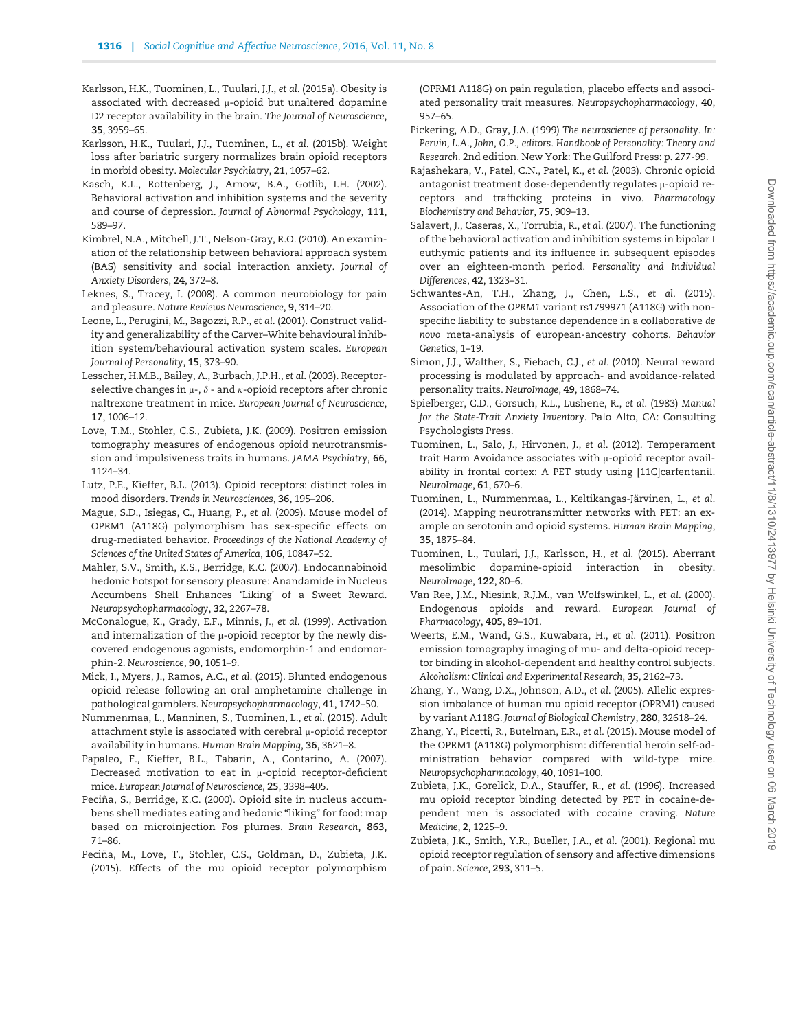Karlsson, H.K., Tuominen, L., Tuulari, J.J., *et al.* (2015a). Obesity is associated with decreased μ-opioid but unaltered dopamine D2 receptor availability in the brain. *The Journal of Neuroscience*, **35**, 3959–65.

Karlsson, H.K., Tuulari, J.J., Tuominen, L., *et al.* (2015b). Weight loss after bariatric surgery normalizes brain opioid receptors in morbid obesity. *Molecular Psychiatry*, **21**, 1057–62.

Kasch, K.L., Rottenberg, J., Arnow, B.A., Gotlib, I.H. (2002). Behavioral activation and inhibition systems and the severity and course of depression. *Journal of Abnormal Psychology*, **111**, 589–97.

Kimbrel, N.A., Mitchell, J.T., Nelson-Gray, R.O. (2010). An examination of the relationship between behavioral approach system (BAS) sensitivity and social interaction anxiety. *Journal of Anxiety Disorders*, **24**, 372–8.

Leknes, S., Tracey, I. (2008). A common neurobiology for pain and pleasure. *Nature Reviews Neuroscience*, **9**, 314–20.

Leone, L., Perugini, M., Bagozzi, R.P., *et al.* (2001). Construct validity and generalizability of the Carver–White behavioural inhibition system/behavioural activation system scales. *European Journal of Personality*, **15**, 373–90.

Lesscher, H.M.B., Bailey, A., Burbach, J.P.H., *et al.* (2003). Receptor-selective changes in μ-, δ - and κ-opioid receptors after chronic naltrexone treatment in mice. *European Journal of Neuroscience*, **17**, 1006–12.

Love, T.M., Stohler, C.S., Zubieta, J.K. (2009). Positron emission tomography measures of endogenous opioid neurotransmission and impulsiveness traits in humans. *JAMA Psychiatry*, **66**, 1124–34.

Lutz, P.E., Kieffer, B.L. (2013). Opioid receptors: distinct roles in mood disorders. *Trends in Neurosciences*, **36**, 195–206.

Mague, S.D., Isiegas, C., Huang, P., *et al.* (2009). Mouse model of OPRM1 (A118G) polymorphism has sex-specific effects on drug-mediated behavior. *Proceedings of the National Academy of Sciences of the United States of America*, **106**, 10847–52.

Mahler, S.V., Smith, K.S., Berridge, K.C. (2007). Endocannabinoid hedonic hotspot for sensory pleasure: Anandamide in Nucleus Accumbens Shell Enhances 'Liking' of a Sweet Reward. *Neuropsychopharmacology*, **32**, 2267–78.

McConalogue, K., Grady, E.F., Minnis, J., *et al.* (1999). Activation and internalization of the μ-opioid receptor by the newly discovered endogenous agonists, endomorphin-1 and endomorphin-2. *Neuroscience*, **90**, 1051–9.

Mick, I., Myers, J., Ramos, A.C., *et al.* (2015). Blunted endogenous opioid release following an oral amphetamine challenge in pathological gamblers. *Neuropsychopharmacology*, **41**, 1742–50.

Nummenmaa, L., Manninen, S., Tuominen, L., *et al.* (2015). Adult attachment style is associated with cerebral μ-opioid receptor availability in humans. *Human Brain Mapping*, **36**, 3621–8.

Papaleo, F., Kieffer, B.L., Tabarin, A., Contarino, A. (2007). Decreased motivation to eat in μ-opioid receptor-deficient mice. *European Journal of Neuroscience*, **25**, 3398–405.

Peciña, S., Berridge, K.C. (2000). Opioid site in nucleus accumbens shell mediates eating and hedonic "liking" for food: map based on microinjection Fos plumes. *Brain Research*, **863**, 71–86.

Peciña, M., Love, T., Stohler, C.S., Goldman, D., Zubieta, J.K. (2015). Effects of the mu opioid receptor polymorphism (OPRM1 A118G) on pain regulation, placebo effects and associated personality trait measures. *Neuropsychopharmacology*, **40**, 957–65.

Pickering, A.D., Gray, J.A. (1999) *The neuroscience of personality. In: Pervin, L.A., John, O.P., editors. Handbook of Personality: Theory and Research*. 2nd edition. New York: The Guilford Press: p. 277-99.

Rajashekara, V., Patel, C.N., Patel, K., *et al.* (2003). Chronic opioid antagonist treatment dose-dependently regulates μ-opioid receptors and trafficking proteins in vivo. *Pharmacology Biochemistry and Behavior*, **75**, 909–13.

Salavert, J., Caseras, X., Torrubia, R., *et al.* (2007). The functioning of the behavioral activation and inhibition systems in bipolar I euthymic patients and its influence in subsequent episodes over an eighteen-month period. *Personality and Individual Differences*, **42**, 1323–31.

Schwantes-An, T.H., Zhang, J., Chen, L.S., *et al.* (2015). Association of the *OPRM1* variant rs1799971 (A118G) with non-specific liability to substance dependence in a collaborative *de novo* meta-analysis of european-ancestry cohorts. *Behavior Genetics*, 1–19.

Simon, J.J., Walther, S., Fiebach, C.J., *et al.* (2010). Neural reward processing is modulated by approach- and avoidance-related personality traits. *NeuroImage*, **49**, 1868–74.

Spielberger, C.D., Gorsuch, R.L., Lushene, R., *et al.* (1983) *Manual for the State-Trait Anxiety Inventory*. Palo Alto, CA: Consulting Psychologists Press.

Tuominen, L., Salo, J., Hirvonen, J., *et al.* (2012). Temperament trait Harm Avoidance associates with μ-opioid receptor availability in frontal cortex: A PET study using [11C]carfentanil. *NeuroImage*, **61**, 670–6.

Tuominen, L., Nummenmaa, L., Keltikangas-Järvinen, L., *et al.* (2014). Mapping neurotransmitter networks with PET: an example on serotonin and opioid systems. *Human Brain Mapping*, **35**, 1875–84.

Tuominen, L., Tuulari, J.J., Karlsson, H., *et al.* (2015). Aberrant mesolimbic dopamine-opioid interaction in obesity. *NeuroImage*, **122**, 80–6.

Van Ree, J.M., Niesink, R.J.M., van Wolfswinkel, L., *et al.* (2000). Endogenous opioids and reward. *European Journal of Pharmacology*, **405**, 89–101.

Weerts, E.M., Wand, G.S., Kuwabara, H., *et al.* (2011). Positron emission tomography imaging of mu- and delta-opioid receptor binding in alcohol-dependent and healthy control subjects. *Alcoholism: Clinical and Experimental Research*, **35**, 2162–73.

Zhang, Y., Wang, D.X., Johnson, A.D., *et al.* (2005). Allelic expression imbalance of human mu opioid receptor (OPRM1) caused by variant A118G. *Journal of Biological Chemistry*, **280**, 32618–24.

Zhang, Y., Picetti, R., Butelman, E.R., *et al.* (2015). Mouse model of the OPRM1 (A118G) polymorphism: differential heroin self-administration behavior compared with wild-type mice. *Neuropsychopharmacology*, **40**, 1091–100.

Zubieta, J.K., Gorelick, D.A., Stauffer, R., *et al.* (1996). Increased mu opioid receptor binding detected by PET in cocaine-dependent men is associated with cocaine craving. *Nature Medicine*, **2**, 1225–9.

Zubieta, J.K., Smith, Y.R., Bueller, J.A., *et al.* (2001). Regional mu opioid receptor regulation of sensory and affective dimensions of pain. *Science*, **293**, 311–5.